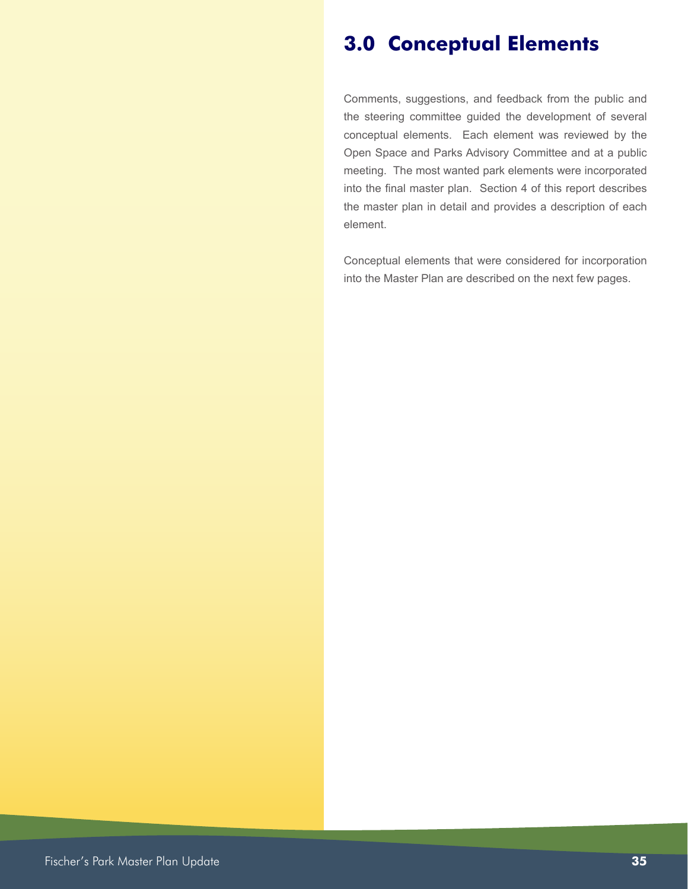# 3.0 Conceptual Elements

Comments, suggestions, and feedback from the public and the steering committee guided the development of several conceptual elements. Each element was reviewed by the Open Space and Parks Advisory Committee and at a public meeting. The most wanted park elements were incorporated into the final master plan. Section 4 of this report describes the master plan in detail and provides a description of each element.

Conceptual elements that were considered for incorporation into the Master Plan are described on the next few pages.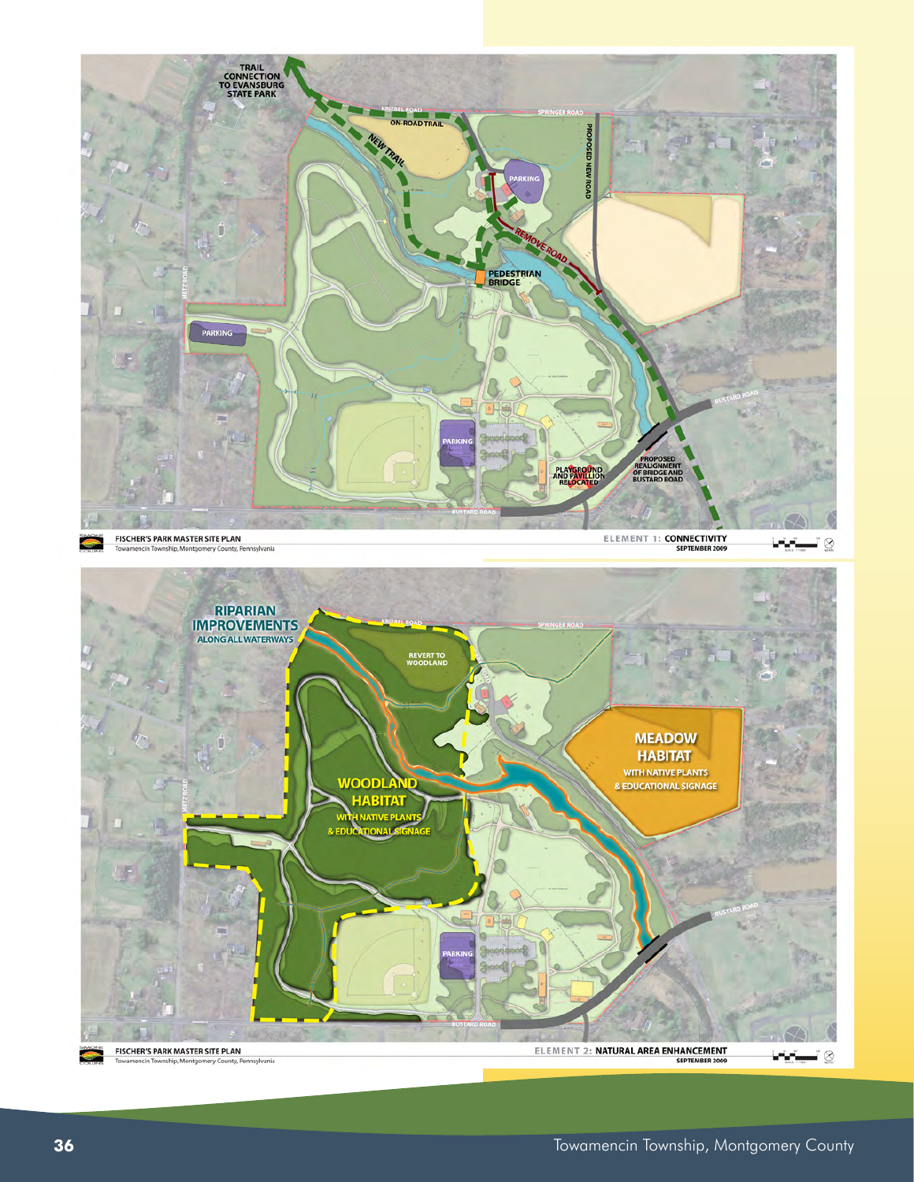TRAIL CONNECTION TO EVANSBURG STATE PARK

ON-ROAD TRAIL

NEW TRAIL

PARKING

PROPOSED NEW ROAD

REMOVE ROAD

PEDESTRIAN BRIDGE

PARKING

PARKING

PLAYGROUND AND PAVILLION RELOCATED

PROPOSED REALIGNMENT OF BRIDGE AND BUSTARD ROAD

FISCHER'S PARK MASTER SITE PLAN
Towamencin Township, Montgomery County, Pennsylvania

ELEMENT 1: CONNECTIVITY
SEPTEMBER 2009

RIPARIAN IMPROVEMENTS ALONG ALL WATERWAYS

REVERT TO WOODLAND

MEADOW HABITAT WITH NATIVE PLANTS & EDUCATIONAL SIGNAGE

WOODLAND HABITAT WITH NATIVE PLANTS & EDUCATIONAL SIGNAGE

PARKING

FISCHER'S PARK MASTER SITE PLAN
Towamencin Township, Montgomery County, Pennsylvania

ELEMENT 2: NATURAL AREA ENHANCEMENT
SEPTEMBER 2009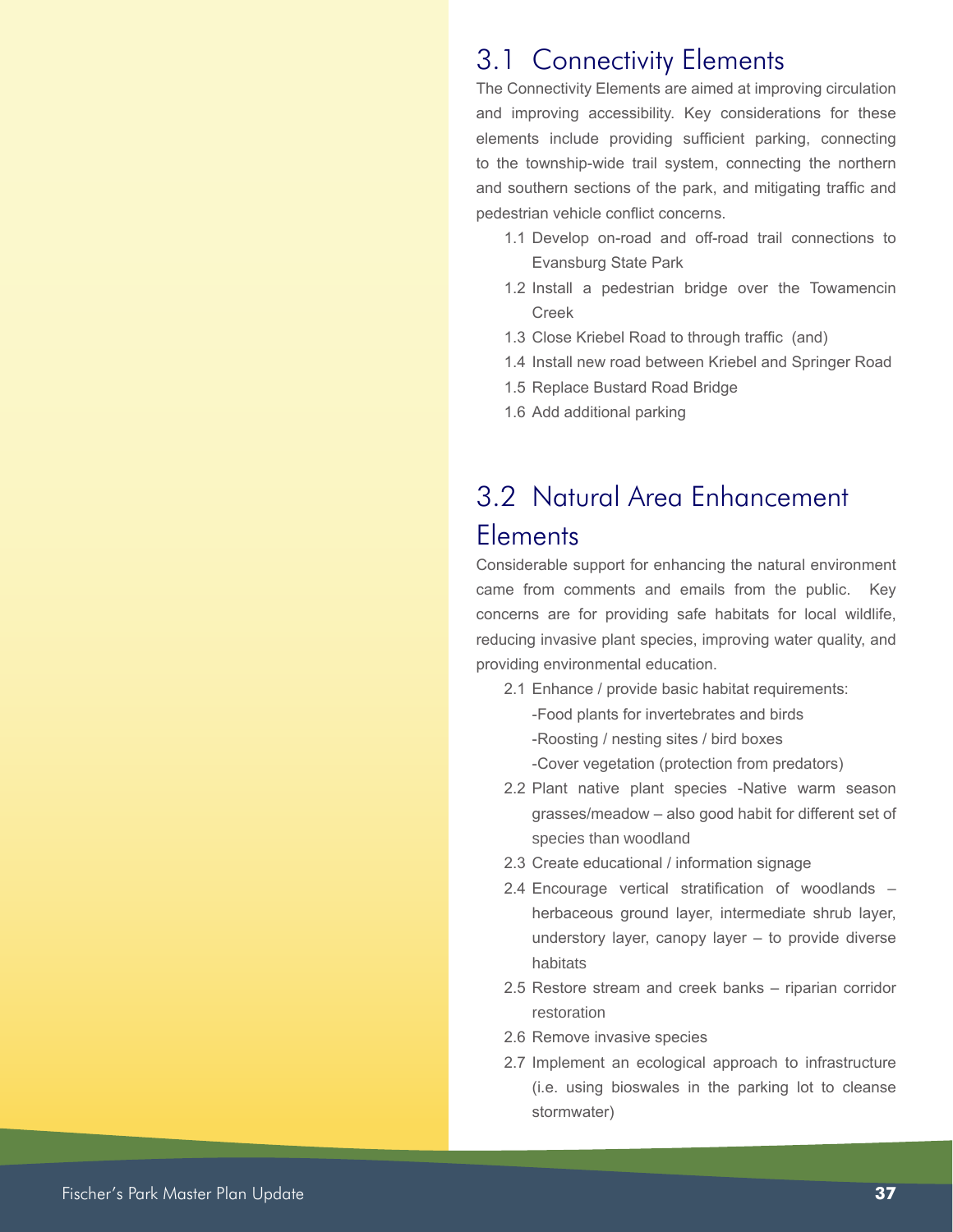## 3.1 Connectivity Elements

The Connectivity Elements are aimed at improving circulation and improving accessibility. Key considerations for these elements include providing sufficient parking, connecting to the township-wide trail system, connecting the northern and southern sections of the park, and mitigating traffic and pedestrian vehicle conflict concerns.

- 1.1 Develop on-road and off-road trail connections to Evansburg State Park
- 1.2 Install a pedestrian bridge over the Towamencin Creek
- 1.3 Close Kriebel Road to through traffic (and)
- 1.4 Install new road between Kriebel and Springer Road
- 1.5 Replace Bustard Road Bridge
- 1.6 Add additional parking

## 3.2 Natural Area Enhancement Elements

Considerable support for enhancing the natural environment came from comments and emails from the public. Key concerns are for providing safe habitats for local wildlife, reducing invasive plant species, improving water quality, and providing environmental education.

- 2.1 Enhance / provide basic habitat requirements:
  - -Food plants for invertebrates and birds
  - -Roosting / nesting sites / bird boxes
  - -Cover vegetation (protection from predators)
- 2.2 Plant native plant species -Native warm season grasses/meadow – also good habit for different set of species than woodland
- 2.3 Create educational / information signage
- 2.4 Encourage vertical stratification of woodlands – herbaceous ground layer, intermediate shrub layer, understory layer, canopy layer – to provide diverse habitats
- 2.5 Restore stream and creek banks – riparian corridor restoration
- 2.6 Remove invasive species
- 2.7 Implement an ecological approach to infrastructure (i.e. using bioswales in the parking lot to cleanse stormwater)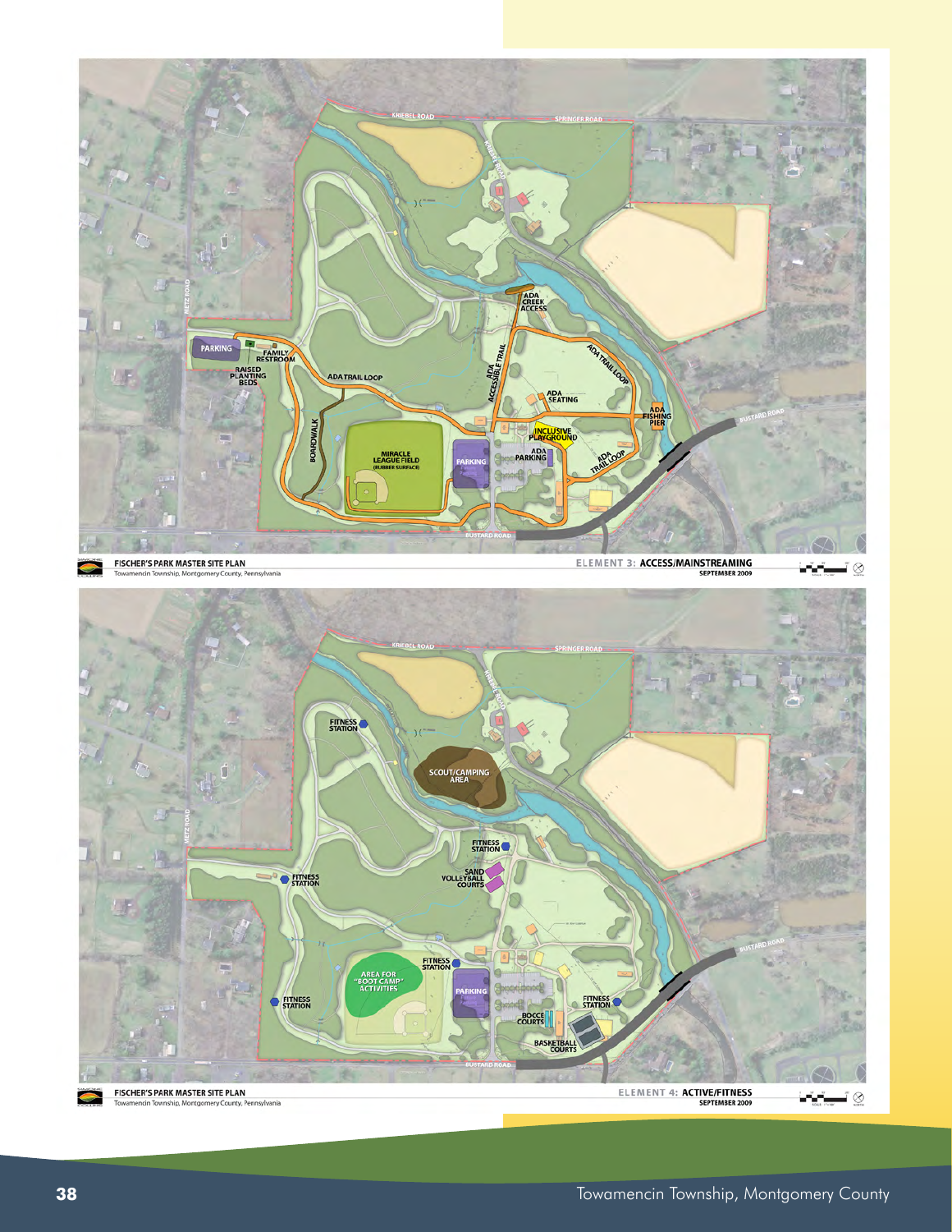KRIEBEL ROAD

SPRINGER ROAD

KRIEBEL ROAD

METZ ROAD

PARKING

FAMILY RESTROOM

RAISED PLANTING BEDS

ADA TRAIL LOOP

ADA CREEK ACCESS

ADA ACCESSIBLE TRAIL

ADA TRAIL LOOP

ADA SEATING

ADA FISHING PIER

BUSTARD ROAD

INCLUSIVE PLAYGROUND

ADA PARKING

ADA TRAIL LOOP

BOARDWALK

MIRACLE LEAGUE FIELD (RUBBER SURFACE)

PARKING

BUSTARD ROAD

FISCHER'S PARK MASTER SITE PLAN
Towamencin Township, Montgomery County, Pennsylvania

ELEMENT 3: ACCESS/MAINSTREAMING
SEPTEMBER 2009

KRIEBEL ROAD

SPRINGER ROAD

KRIEBEL ROAD

METZ ROAD

FITNESS STATION

SCOUT/CAMPING AREA

FITNESS STATION

FITNESS STATION

SAND VOLLEYBALL COURTS

FITNESS STATION

AREA FOR "BOOT CAMP" ACTIVITIES

PARKING

FITNESS STATION

FITNESS STATION

BOCCE COURTS

BASKETBALL COURTS

BUSTARD ROAD

BUSTARD ROAD

FISCHER'S PARK MASTER SITE PLAN
Towamencin Township, Montgomery County, Pennsylvania

ELEMENT 4: ACTIVE/FITNESS
SEPTEMBER 2009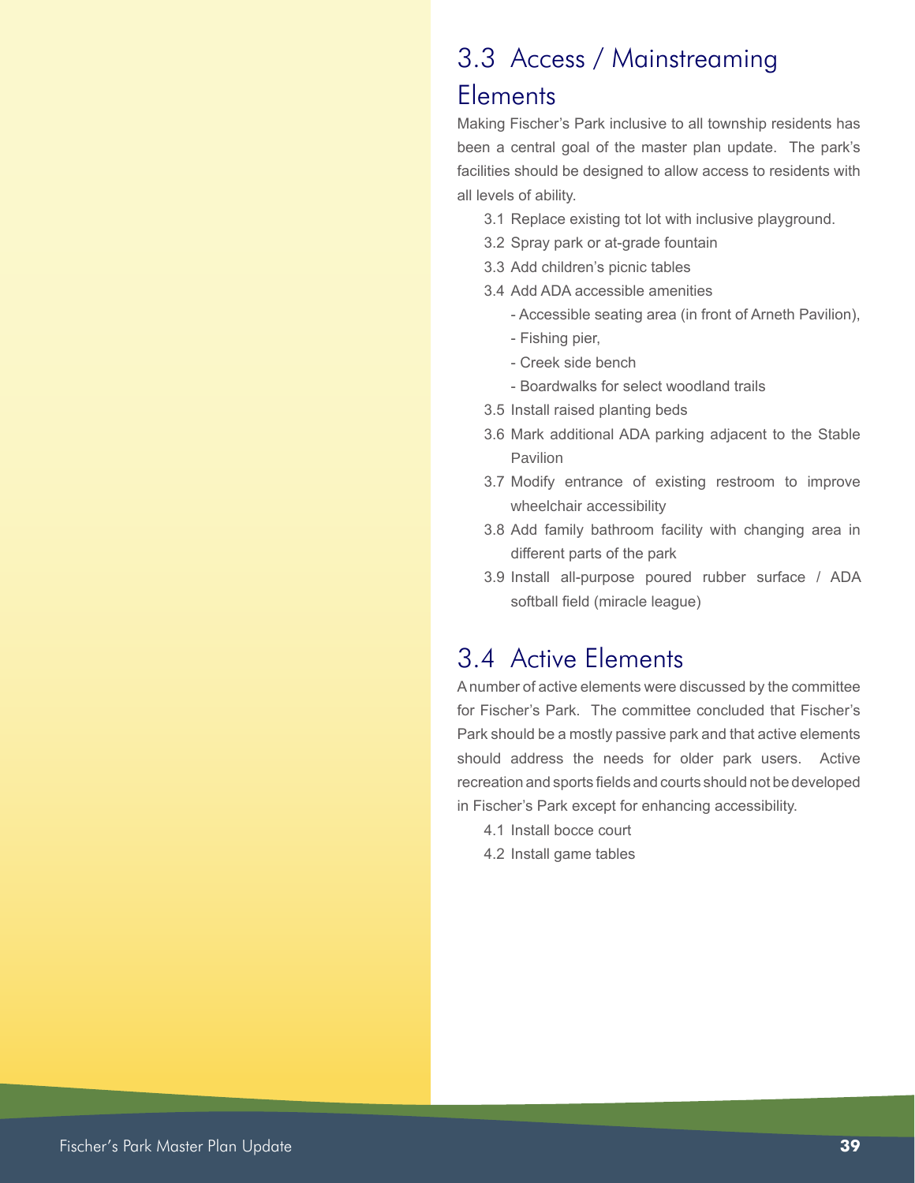## 3.3 Access / Mainstreaming Elements

Making Fischer's Park inclusive to all township residents has been a central goal of the master plan update. The park's facilities should be designed to allow access to residents with all levels of ability.

- 3.1 Replace existing tot lot with inclusive playground.
- 3.2 Spray park or at-grade fountain
- 3.3 Add children's picnic tables
- 3.4 Add ADA accessible amenities
  - Accessible seating area (in front of Arneth Pavilion),
  - Fishing pier,
  - Creek side bench
  - Boardwalks for select woodland trails
- 3.5 Install raised planting beds
- 3.6 Mark additional ADA parking adjacent to the Stable Pavilion
- 3.7 Modify entrance of existing restroom to improve wheelchair accessibility
- 3.8 Add family bathroom facility with changing area in different parts of the park
- 3.9 Install all-purpose poured rubber surface / ADA softball field (miracle league)

## 3.4 Active Elements

A number of active elements were discussed by the committee for Fischer's Park. The committee concluded that Fischer's Park should be a mostly passive park and that active elements should address the needs for older park users. Active recreation and sports fields and courts should not be developed in Fischer's Park except for enhancing accessibility.

- 4.1 Install bocce court
- 4.2 Install game tables